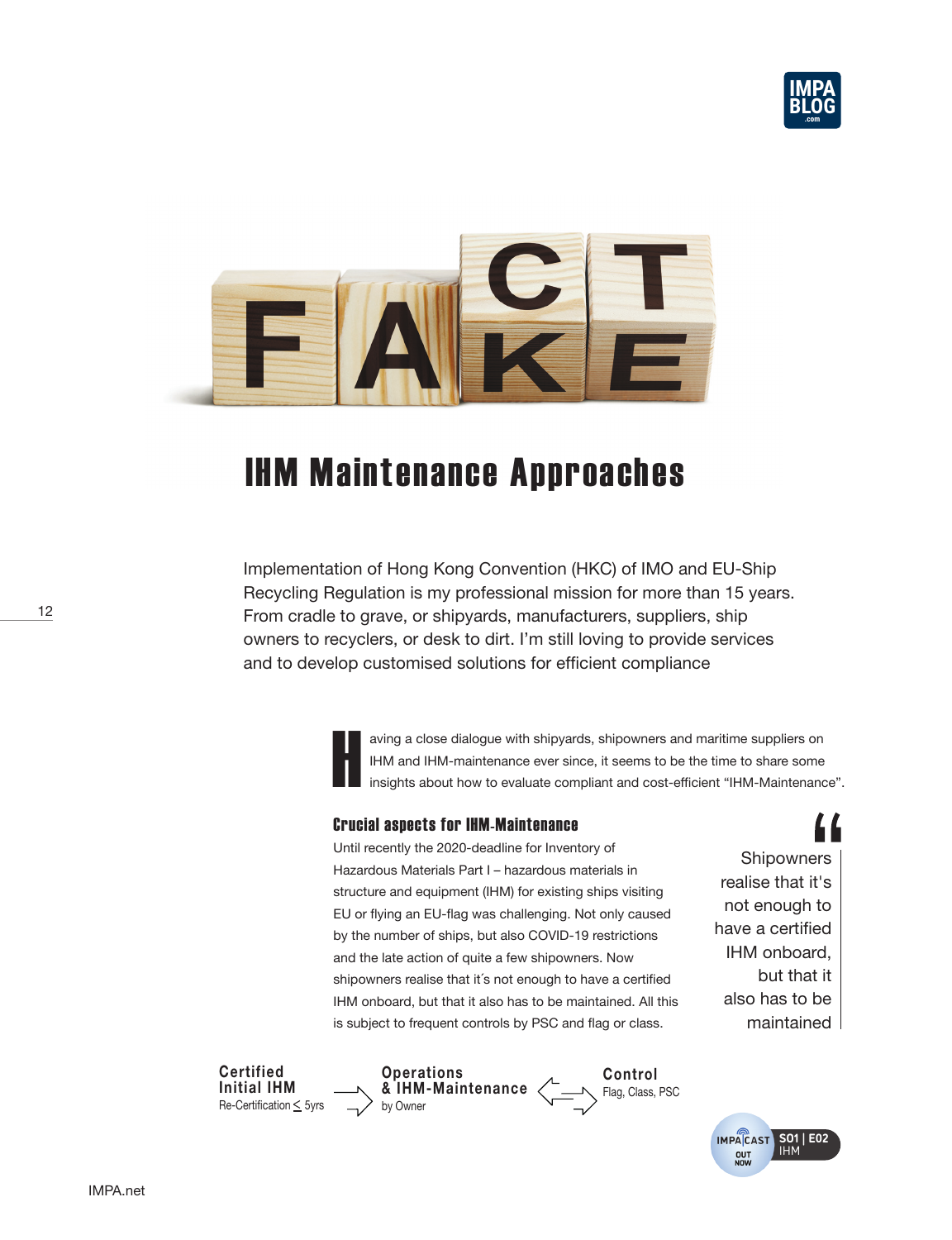# IHM Maintenance Approaches

Implementation of Hong Kong Convention (HKC) of IMO and EU-Ship Recycling Regulation is my professional mission for more than 15 years. From cradle to grave, or shipyards, manufacturers, suppliers, ship owners to recyclers, or desk to dirt. I'm still loving to provide services and to develop customised solutions for efficient compliance

Having a close dialogue with shipyards, shipowners and maritime suppliers on IHM and IHM-maintenance ever since, it seems to be the time to share some insights about how to evaluate compliant and cost-efficient "IHM-Maintenance".

### Crucial aspects for IHM-Maintenance

Until recently the 2020-deadline for Inventory of Hazardous Materials Part I – hazardous materials in structure and equipment (IHM) for existing ships visiting EU or flying an EU-flag was challenging. Not only caused by the number of ships, but also COVID-19 restrictions and the late action of quite a few shipowners. Now shipowners realise that it´s not enough to have a certified IHM onboard, but that it also has to be maintained. All this is subject to frequent controls by PSC and flag or class.

> "Shipowners realise that it's not enough to have a certified IHM onboard, but that it also has to be maintained

**Certified Initial IHM**
Re-Certification ≤ 5yrs
→
**Operations & IHM-Maintenance**
by Owner
⇄
**Control**
Flag, Class, PSC

IMPACAST OUT NOW S01 | E02 IHM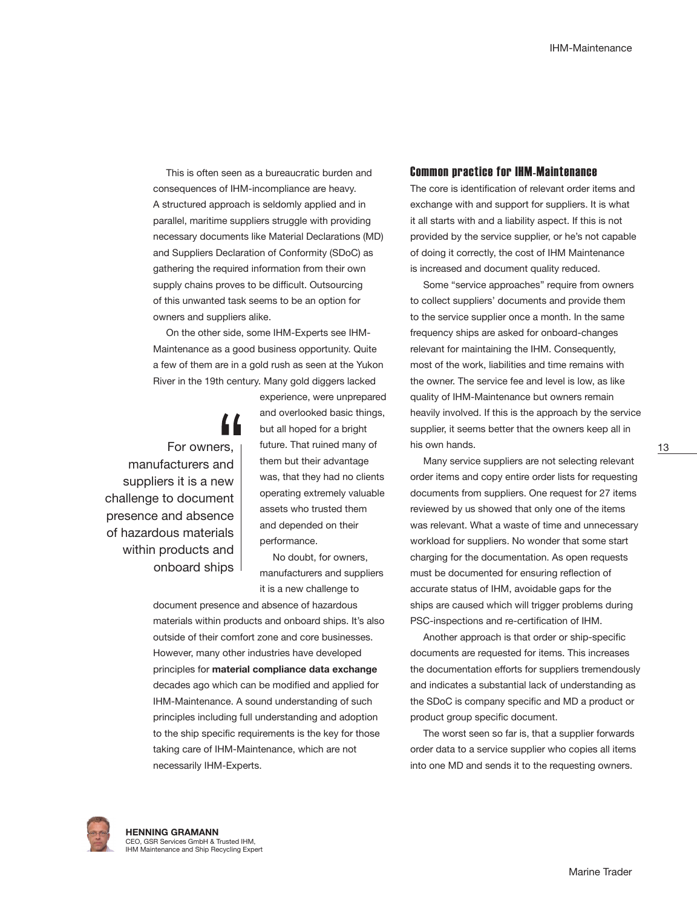This is often seen as a bureaucratic burden and consequences of IHM-incompliance are heavy. A structured approach is seldomly applied and in parallel, maritime suppliers struggle with providing necessary documents like Material Declarations (MD) and Suppliers Declaration of Conformity (SDoC) as gathering the required information from their own supply chains proves to be difficult. Outsourcing of this unwanted task seems to be an option for owners and suppliers alike.

On the other side, some IHM-Experts see IHM-Maintenance as a good business opportunity. Quite a few of them are in a gold rush as seen at the Yukon River in the 19th century. Many gold diggers lacked experience, were unprepared and overlooked basic things, but all hoped for a bright future. That ruined many of them but their advantage was, that they had no clients operating extremely valuable assets who trusted them and depended on their performance.

> "For owners, manufacturers and suppliers it is a new challenge to document presence and absence of hazardous materials within products and onboard ships

No doubt, for owners, manufacturers and suppliers it is a new challenge to document presence and absence of hazardous materials within products and onboard ships. It's also outside of their comfort zone and core businesses. However, many other industries have developed principles for **material compliance data exchange** decades ago which can be modified and applied for IHM-Maintenance. A sound understanding of such principles including full understanding and adoption to the ship specific requirements is the key for those taking care of IHM-Maintenance, which are not necessarily IHM-Experts.

## Common practice for IHM-Maintenance

The core is identification of relevant order items and exchange with and support for suppliers. It is what it all starts with and a liability aspect. If this is not provided by the service supplier, or he's not capable of doing it correctly, the cost of IHM Maintenance is increased and document quality reduced.

Some "service approaches" require from owners to collect suppliers' documents and provide them to the service supplier once a month. In the same frequency ships are asked for onboard-changes relevant for maintaining the IHM. Consequently, most of the work, liabilities and time remains with the owner. The service fee and level is low, as like quality of IHM-Maintenance but owners remain heavily involved. If this is the approach by the service supplier, it seems better that the owners keep all in his own hands.

Many service suppliers are not selecting relevant order items and copy entire order lists for requesting documents from suppliers. One request for 27 items reviewed by us showed that only one of the items was relevant. What a waste of time and unnecessary workload for suppliers. No wonder that some start charging for the documentation. As open requests must be documented for ensuring reflection of accurate status of IHM, avoidable gaps for the ships are caused which will trigger problems during PSC-inspections and re-certification of IHM.

Another approach is that order or ship-specific documents are requested for items. This increases the documentation efforts for suppliers tremendously and indicates a substantial lack of understanding as the SDoC is company specific and MD a product or product group specific document.

The worst seen so far is, that a supplier forwards order data to a service supplier who copies all items into one MD and sends it to the requesting owners.

**HENNING GRAMANN**
CEO, GSR Services GmbH & Trusted IHM,
IHM Maintenance and Ship Recycling Expert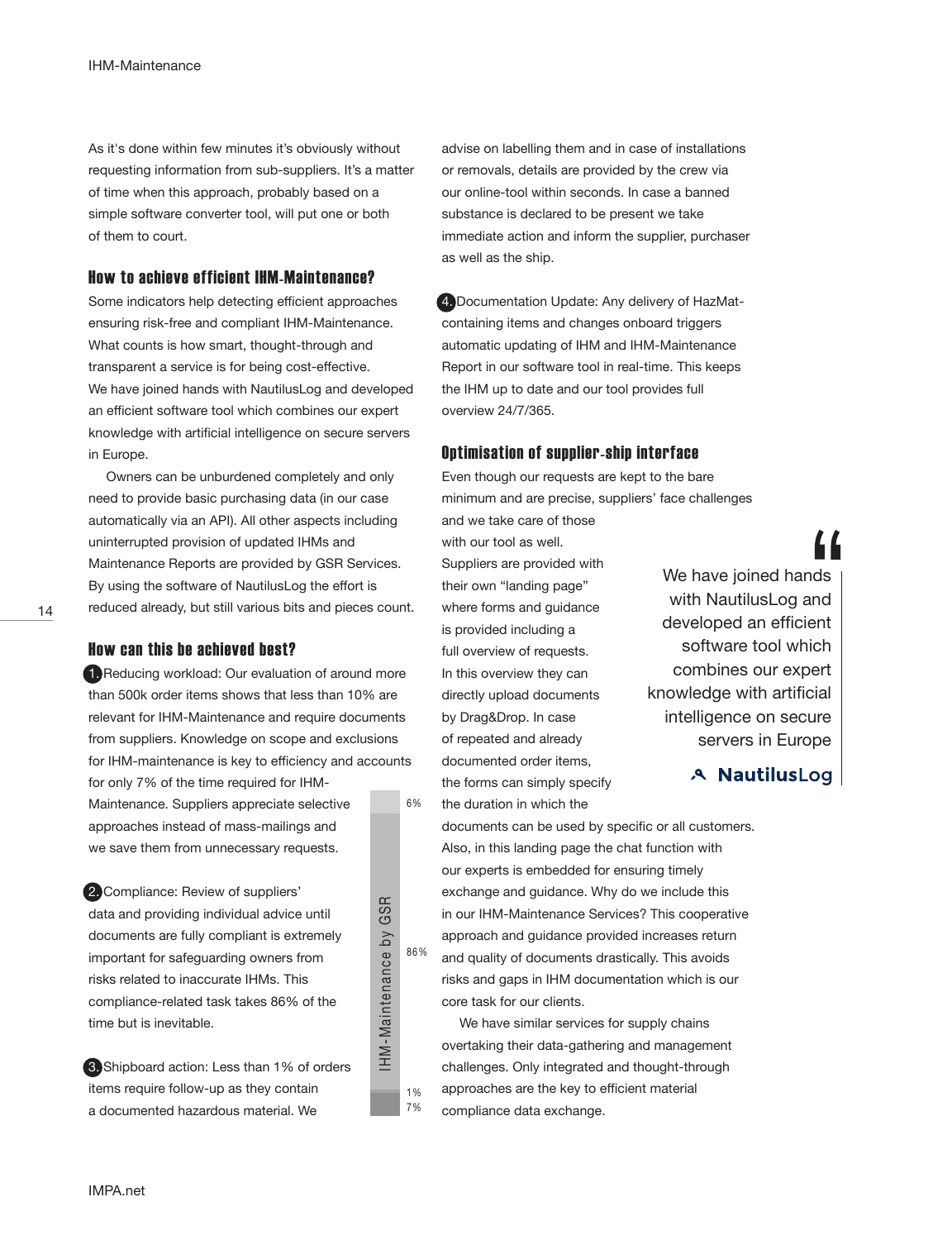As it's done within few minutes it's obviously without requesting information from sub-suppliers. It's a matter of time when this approach, probably based on a simple software converter tool, will put one or both of them to court.

## How to achieve efficient IHM-Maintenance?

Some indicators help detecting efficient approaches ensuring risk-free and compliant IHM-Maintenance. What counts is how smart, thought-through and transparent a service is for being cost-effective. We have joined hands with NautilusLog and developed an efficient software tool which combines our expert knowledge with artificial intelligence on secure servers in Europe.

Owners can be unburdened completely and only need to provide basic purchasing data (in our case automatically via an API). All other aspects including uninterrupted provision of updated IHMs and Maintenance Reports are provided by GSR Services. By using the software of NautilusLog the effort is reduced already, but still various bits and pieces count.

## How can this be achieved best?

1. Reducing workload: Our evaluation of around more than 500k order items shows that less than 10% are relevant for IHM-Maintenance and require documents from suppliers. Knowledge on scope and exclusions for IHM-maintenance is key to efficiency and accounts for only 7% of the time required for IHM-Maintenance. Suppliers appreciate selective approaches instead of mass-mailings and we save them from unnecessary requests.

2. Compliance: Review of suppliers' data and providing individual advice until documents are fully compliant is extremely important for safeguarding owners from risks related to inaccurate IHMs. This compliance-related task takes 86% of the time but is inevitable.

3. Shipboard action: Less than 1% of orders items require follow-up as they contain a documented hazardous material. We advise on labelling them and in case of installations or removals, details are provided by the crew via our online-tool within seconds. In case a banned substance is declared to be present we take immediate action and inform the supplier, purchaser as well as the ship.

IHM-Maintenance by GSR

6%

86%

1%

7%

4. Documentation Update: Any delivery of HazMat-containing items and changes onboard triggers automatic updating of IHM and IHM-Maintenance Report in our software tool in real-time. This keeps the IHM up to date and our tool provides full overview 24/7/365.

## Optimisation of supplier-ship interface

Even though our requests are kept to the bare minimum and are precise, suppliers' face challenges and we take care of those with our tool as well. Suppliers are provided with their own "landing page" where forms and guidance is provided including a full overview of requests. In this overview they can directly upload documents by Drag&Drop. In case of repeated and already documented order items, the forms can simply specify the duration in which the documents can be used by specific or all customers. Also, in this landing page the chat function with our experts is embedded for ensuring timely exchange and guidance. Why do we include this in our IHM-Maintenance Services? This cooperative approach and guidance provided increases return and quality of documents drastically. This avoids risks and gaps in IHM documentation which is our core task for our clients.

> "We have joined hands with NautilusLog and developed an efficient software tool which combines our expert knowledge with artificial intelligence on secure servers in Europe
>
> NautilusLog

We have similar services for supply chains overtaking their data-gathering and management challenges. Only integrated and thought-through approaches are the key to efficient material compliance data exchange.